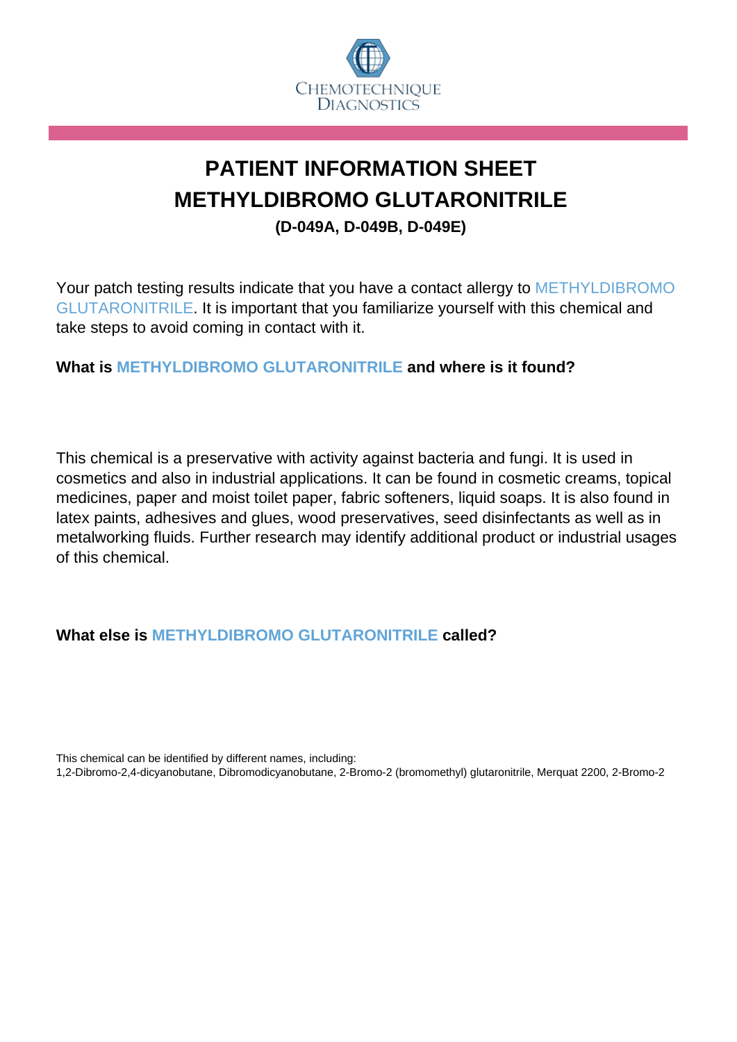CHEMOTECHNIQUE DIAGNOSTICS

# PATIENT INFORMATION SHEET
# METHYLDIBROMO GLUTARONITRILE

**(D-049A, D-049B, D-049E)**

Your patch testing results indicate that you have a contact allergy to METHYLDIBROMO GLUTARONITRILE. It is important that you familiarize yourself with this chemical and take steps to avoid coming in contact with it.

**What is METHYLDIBROMO GLUTARONITRILE and where is it found?**

This chemical is a preservative with activity against bacteria and fungi. It is used in cosmetics and also in industrial applications. It can be found in cosmetic creams, topical medicines, paper and moist toilet paper, fabric softeners, liquid soaps. It is also found in latex paints, adhesives and glues, wood preservatives, seed disinfectants as well as in metalworking fluids. Further research may identify additional product or industrial usages of this chemical.

**What else is METHYLDIBROMO GLUTARONITRILE called?**

This chemical can be identified by different names, including:
1,2-Dibromo-2,4-dicyanobutane, Dibromodicyanobutane, 2-Bromo-2 (bromomethyl) glutaronitrile, Merquat 2200, 2-Bromo-2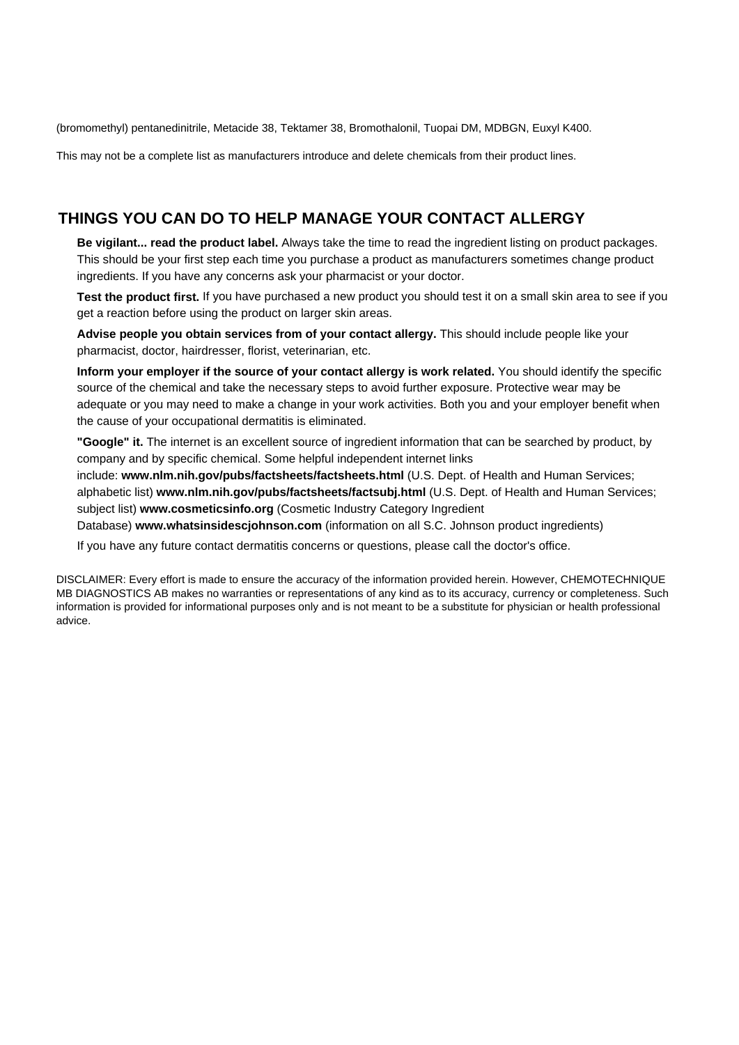(bromomethyl) pentanedinitrile, Metacide 38, Tektamer 38, Bromothalonil, Tuopai DM, MDBGN, Euxyl K400.

This may not be a complete list as manufacturers introduce and delete chemicals from their product lines.

## THINGS YOU CAN DO TO HELP MANAGE YOUR CONTACT ALLERGY

**Be vigilant... read the product label.** Always take the time to read the ingredient listing on product packages. This should be your first step each time you purchase a product as manufacturers sometimes change product ingredients. If you have any concerns ask your pharmacist or your doctor.

**Test the product first.** If you have purchased a new product you should test it on a small skin area to see if you get a reaction before using the product on larger skin areas.

**Advise people you obtain services from of your contact allergy.** This should include people like your pharmacist, doctor, hairdresser, florist, veterinarian, etc.

**Inform your employer if the source of your contact allergy is work related.** You should identify the specific source of the chemical and take the necessary steps to avoid further exposure. Protective wear may be adequate or you may need to make a change in your work activities. Both you and your employer benefit when the cause of your occupational dermatitis is eliminated.

**"Google" it.** The internet is an excellent source of ingredient information that can be searched by product, by company and by specific chemical. Some helpful independent internet links include: **www.nlm.nih.gov/pubs/factsheets/factsheets.html** (U.S. Dept. of Health and Human Services; alphabetic list) **www.nlm.nih.gov/pubs/factsheets/factsubj.html** (U.S. Dept. of Health and Human Services; subject list) **www.cosmeticsinfo.org** (Cosmetic Industry Category Ingredient Database) **www.whatsinsidescjohnson.com** (information on all S.C. Johnson product ingredients)

If you have any future contact dermatitis concerns or questions, please call the doctor's office.

DISCLAIMER: Every effort is made to ensure the accuracy of the information provided herein. However, CHEMOTECHNIQUE MB DIAGNOSTICS AB makes no warranties or representations of any kind as to its accuracy, currency or completeness. Such information is provided for informational purposes only and is not meant to be a substitute for physician or health professional advice.